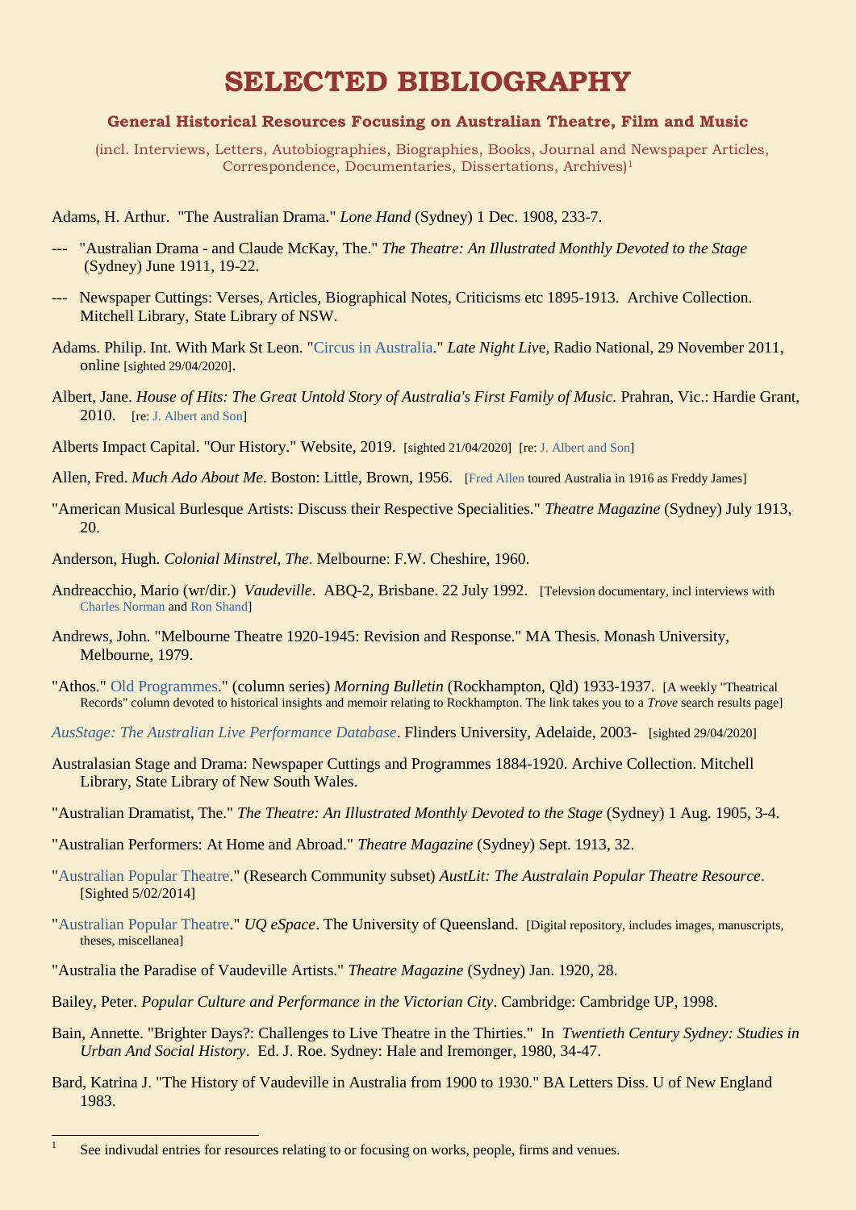# SELECTED BIBLIOGRAPHY

## General Historical Resources Focusing on Australian Theatre, Film and Music

(incl. Interviews, Letters, Autobiographies, Biographies, Books, Journal and Newspaper Articles, Correspondence, Documentaries, Dissertations, Archives)[1]

Adams, H. Arthur. "The Australian Drama." *Lone Hand* (Sydney) 1 Dec. 1908, 233-7.

--- "Australian Drama - and Claude McKay, The." *The Theatre: An Illustrated Monthly Devoted to the Stage* (Sydney) June 1911, 19-22.

--- Newspaper Cuttings: Verses, Articles, Biographical Notes, Criticisms etc 1895-1913. Archive Collection. Mitchell Library, State Library of NSW.

Adams. Philip. Int. With Mark St Leon. "Circus in Australia." *Late Night Live*, Radio National, 29 November 2011, online [sighted 29/04/2020].

Albert, Jane. *House of Hits: The Great Untold Story of Australia's First Family of Music*. Prahran, Vic.: Hardie Grant, 2010. [re: J. Albert and Son]

Alberts Impact Capital. "Our History." Website, 2019. [sighted 21/04/2020] [re: J. Albert and Son]

Allen, Fred. *Much Ado About Me*. Boston: Little, Brown, 1956. [Fred Allen toured Australia in 1916 as Freddy James]

"American Musical Burlesque Artists: Discuss their Respective Specialities." *Theatre Magazine* (Sydney) July 1913, 20.

Anderson, Hugh. *Colonial Minstrel, The*. Melbourne: F.W. Cheshire, 1960.

Andreacchio, Mario (wr/dir.) *Vaudeville*. ABQ-2, Brisbane. 22 July 1992. [Televsion documentary, incl interviews with Charles Norman and Ron Shand]

Andrews, John. "Melbourne Theatre 1920-1945: Revision and Response." MA Thesis. Monash University, Melbourne, 1979.

"Athos." Old Programmes." (column series) *Morning Bulletin* (Rockhampton, Qld) 1933-1937. [A weekly "Theatrical Records" column devoted to historical insights and memoir relating to Rockhampton. The link takes you to a *Trove* search results page]

*AusStage: The Australian Live Performance Database*. Flinders University, Adelaide, 2003- [sighted 29/04/2020]

Australasian Stage and Drama: Newspaper Cuttings and Programmes 1884-1920. Archive Collection. Mitchell Library, State Library of New South Wales.

"Australian Dramatist, The." *The Theatre: An Illustrated Monthly Devoted to the Stage* (Sydney) 1 Aug. 1905, 3-4.

"Australian Performers: At Home and Abroad." *Theatre Magazine* (Sydney) Sept. 1913, 32.

"Australian Popular Theatre." (Research Community subset) *AustLit: The Australain Popular Theatre Resource*. [Sighted 5/02/2014]

"Australian Popular Theatre." *UQ eSpace*. The University of Queensland. [Digital repository, includes images, manuscripts, theses, miscellanea]

"Australia the Paradise of Vaudeville Artists." *Theatre Magazine* (Sydney) Jan. 1920, 28.

Bailey, Peter. *Popular Culture and Performance in the Victorian City*. Cambridge: Cambridge UP, 1998.

Bain, Annette. "Brighter Days?: Challenges to Live Theatre in the Thirties." In *Twentieth Century Sydney: Studies in Urban And Social History*. Ed. J. Roe. Sydney: Hale and Iremonger, 1980, 34-47.

Bard, Katrina J. "The History of Vaudeville in Australia from 1900 to 1930." BA Letters Diss. U of New England 1983.

---

[1] See indivudal entries for resources relating to or focusing on works, people, firms and venues.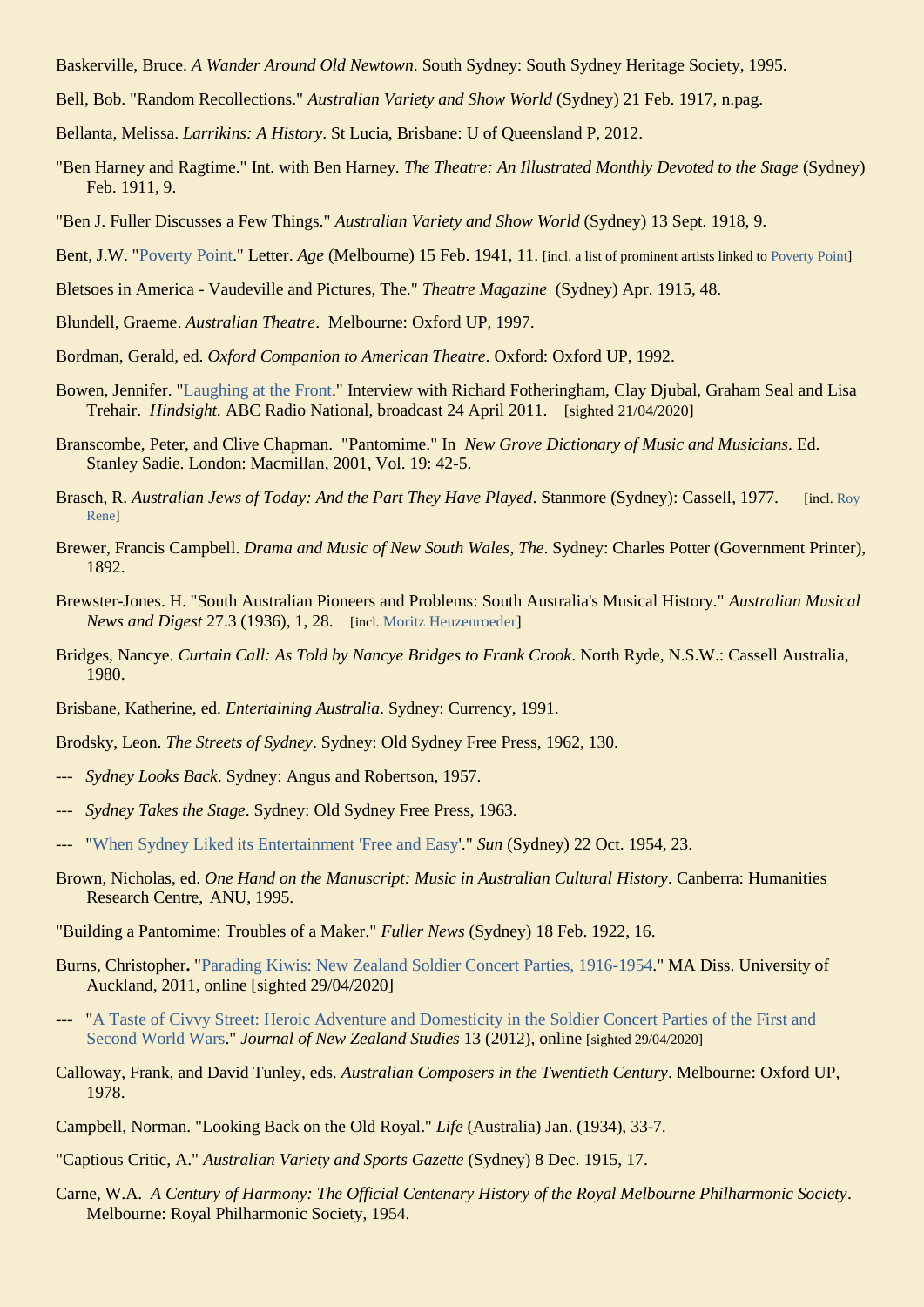Baskerville, Bruce. *A Wander Around Old Newtown*. South Sydney: South Sydney Heritage Society, 1995.

Bell, Bob. "Random Recollections." *Australian Variety and Show World* (Sydney) 21 Feb. 1917, n.pag.

Bellanta, Melissa. *Larrikins: A History*. St Lucia, Brisbane: U of Queensland P, 2012.

"Ben Harney and Ragtime." Int. with Ben Harney. *The Theatre: An Illustrated Monthly Devoted to the Stage* (Sydney) Feb. 1911, 9.

"Ben J. Fuller Discusses a Few Things." *Australian Variety and Show World* (Sydney) 13 Sept. 1918, 9.

Bent, J.W. "Poverty Point." Letter. *Age* (Melbourne) 15 Feb. 1941, 11. [incl. a list of prominent artists linked to Poverty Point]

Bletsoes in America - Vaudeville and Pictures, The." *Theatre Magazine* (Sydney) Apr. 1915, 48.

Blundell, Graeme. *Australian Theatre*. Melbourne: Oxford UP, 1997.

Bordman, Gerald, ed. *Oxford Companion to American Theatre*. Oxford: Oxford UP, 1992.

Bowen, Jennifer. "Laughing at the Front." Interview with Richard Fotheringham, Clay Djubal, Graham Seal and Lisa Trehair. *Hindsight.* ABC Radio National, broadcast 24 April 2011. [sighted 21/04/2020]

Branscombe, Peter, and Clive Chapman. "Pantomime." In *New Grove Dictionary of Music and Musicians*. Ed. Stanley Sadie. London: Macmillan, 2001, Vol. 19: 42-5.

Brasch, R. *Australian Jews of Today: And the Part They Have Played*. Stanmore (Sydney): Cassell, 1977. [incl. Roy Rene]

Brewer, Francis Campbell. *Drama and Music of New South Wales, The*. Sydney: Charles Potter (Government Printer), 1892.

Brewster-Jones. H. "South Australian Pioneers and Problems: South Australia's Musical History." *Australian Musical News and Digest* 27.3 (1936), 1, 28. [incl. Moritz Heuzenroeder]

Bridges, Nancye. *Curtain Call: As Told by Nancye Bridges to Frank Crook*. North Ryde, N.S.W.: Cassell Australia, 1980.

Brisbane, Katherine, ed. *Entertaining Australia*. Sydney: Currency, 1991.

Brodsky, Leon. *The Streets of Sydney*. Sydney: Old Sydney Free Press, 1962, 130.

--- *Sydney Looks Back*. Sydney: Angus and Robertson, 1957.

--- *Sydney Takes the Stage*. Sydney: Old Sydney Free Press, 1963.

--- "When Sydney Liked its Entertainment 'Free and Easy'." *Sun* (Sydney) 22 Oct. 1954, 23.

Brown, Nicholas, ed. *One Hand on the Manuscript: Music in Australian Cultural History*. Canberra: Humanities Research Centre, ANU, 1995.

"Building a Pantomime: Troubles of a Maker." *Fuller News* (Sydney) 18 Feb. 1922, 16.

Burns, Christopher**.** "Parading Kiwis: New Zealand Soldier Concert Parties, 1916-1954." MA Diss. University of Auckland, 2011, online [sighted 29/04/2020]

--- "A Taste of Civvy Street: Heroic Adventure and Domesticity in the Soldier Concert Parties of the First and Second World Wars." *Journal of New Zealand Studies* 13 (2012), online [sighted 29/04/2020]

Calloway, Frank, and David Tunley, eds. *Australian Composers in the Twentieth Century*. Melbourne: Oxford UP, 1978.

Campbell, Norman. "Looking Back on the Old Royal." *Life* (Australia) Jan. (1934), 33-7.

"Captious Critic, A." *Australian Variety and Sports Gazette* (Sydney) 8 Dec. 1915, 17.

Carne, W.A. *A Century of Harmony: The Official Centenary History of the Royal Melbourne Philharmonic Society*. Melbourne: Royal Philharmonic Society, 1954.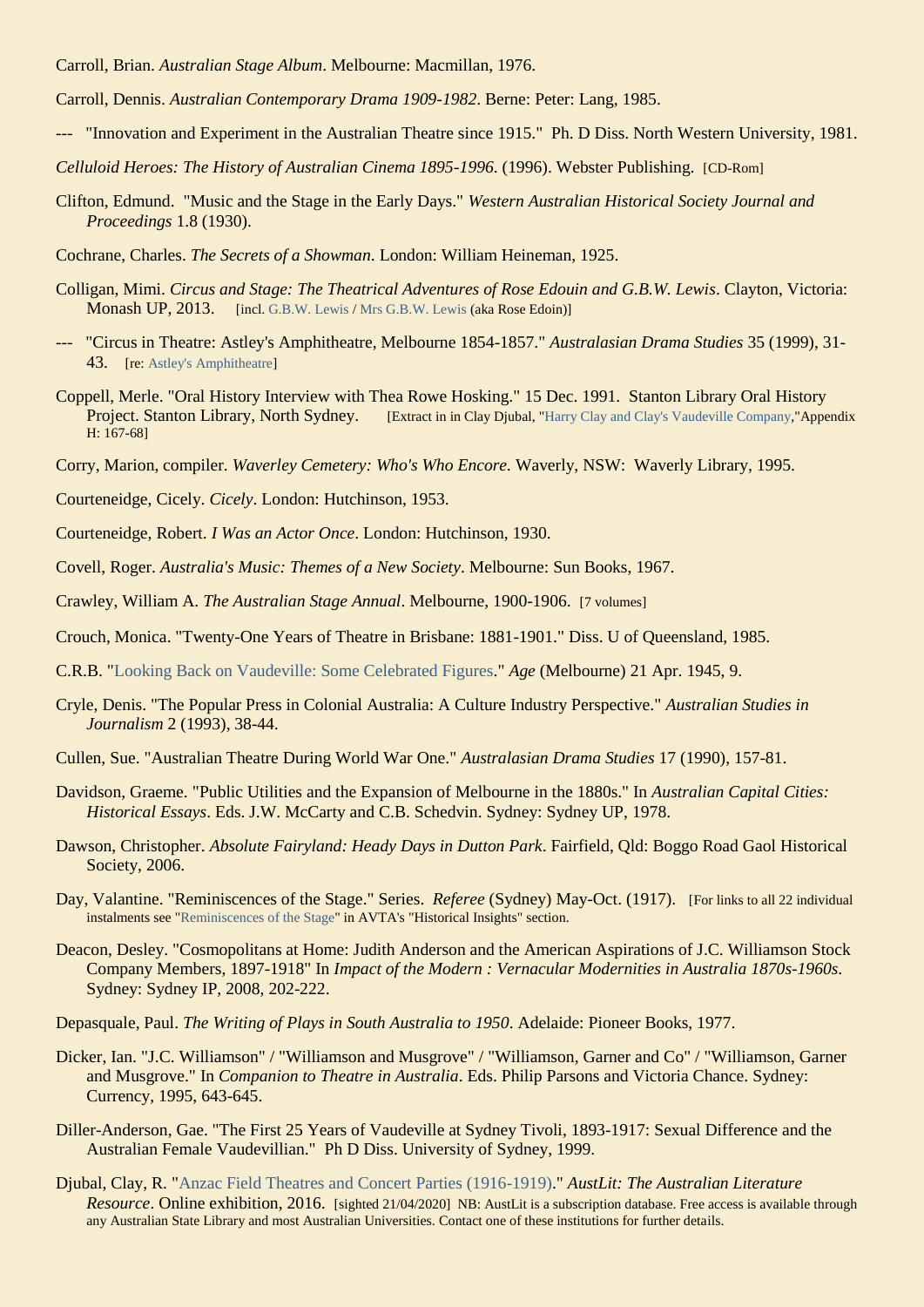Carroll, Brian. *Australian Stage Album*. Melbourne: Macmillan, 1976.

Carroll, Dennis. *Australian Contemporary Drama 1909-1982*. Berne: Peter: Lang, 1985.

--- "Innovation and Experiment in the Australian Theatre since 1915." Ph. D Diss. North Western University, 1981.

*Celluloid Heroes: The History of Australian Cinema 1895-1996*. (1996). Webster Publishing. [CD-Rom]

Clifton, Edmund. "Music and the Stage in the Early Days." *Western Australian Historical Society Journal and Proceedings* 1.8 (1930).

Cochrane, Charles. *The Secrets of a Showman*. London: William Heineman, 1925.

Colligan, Mimi. *Circus and Stage: The Theatrical Adventures of Rose Edouin and G.B.W. Lewis*. Clayton, Victoria: Monash UP, 2013. [incl. G.B.W. Lewis / Mrs G.B.W. Lewis (aka Rose Edoin)]

--- "Circus in Theatre: Astley's Amphitheatre, Melbourne 1854-1857." *Australasian Drama Studies* 35 (1999), 31-43. [re: Astley's Amphitheatre]

Coppell, Merle. "Oral History Interview with Thea Rowe Hosking." 15 Dec. 1991. Stanton Library Oral History Project. Stanton Library, North Sydney. [Extract in in Clay Djubal, "Harry Clay and Clay's Vaudeville Company,"Appendix H: 167-68]

Corry, Marion, compiler. *Waverley Cemetery: Who's Who Encore*. Waverly, NSW: Waverly Library, 1995.

Courteneidge, Cicely. *Cicely*. London: Hutchinson, 1953.

Courteneidge, Robert. *I Was an Actor Once*. London: Hutchinson, 1930.

Covell, Roger. *Australia's Music: Themes of a New Society*. Melbourne: Sun Books, 1967.

Crawley, William A. *The Australian Stage Annual*. Melbourne, 1900-1906. [7 volumes]

Crouch, Monica. "Twenty-One Years of Theatre in Brisbane: 1881-1901." Diss. U of Queensland, 1985.

C.R.B. "Looking Back on Vaudeville: Some Celebrated Figures." *Age* (Melbourne) 21 Apr. 1945, 9.

Cryle, Denis. "The Popular Press in Colonial Australia: A Culture Industry Perspective." *Australian Studies in Journalism* 2 (1993), 38-44.

Cullen, Sue. "Australian Theatre During World War One." *Australasian Drama Studies* 17 (1990), 157-81.

Davidson, Graeme. "Public Utilities and the Expansion of Melbourne in the 1880s." In *Australian Capital Cities: Historical Essays*. Eds. J.W. McCarty and C.B. Schedvin. Sydney: Sydney UP, 1978.

Dawson, Christopher. *Absolute Fairyland: Heady Days in Dutton Park*. Fairfield, Qld: Boggo Road Gaol Historical Society, 2006.

Day, Valantine. "Reminiscences of the Stage." Series. *Referee* (Sydney) May-Oct. (1917). [For links to all 22 individual instalments see "Reminiscences of the Stage" in AVTA's "Historical Insights" section.

Deacon, Desley. "Cosmopolitans at Home: Judith Anderson and the American Aspirations of J.C. Williamson Stock Company Members, 1897-1918" In *Impact of the Modern : Vernacular Modernities in Australia 1870s-1960s*. Sydney: Sydney IP, 2008, 202-222.

Depasquale, Paul. *The Writing of Plays in South Australia to 1950*. Adelaide: Pioneer Books, 1977.

Dicker, Ian. "J.C. Williamson" / "Williamson and Musgrove" / "Williamson, Garner and Co" / "Williamson, Garner and Musgrove." In *Companion to Theatre in Australia*. Eds. Philip Parsons and Victoria Chance. Sydney: Currency, 1995, 643-645.

Diller-Anderson, Gae. "The First 25 Years of Vaudeville at Sydney Tivoli, 1893-1917: Sexual Difference and the Australian Female Vaudevillian." Ph D Diss. University of Sydney, 1999.

Djubal, Clay, R. "Anzac Field Theatres and Concert Parties (1916-1919)." *AustLit: The Australian Literature Resource*. Online exhibition, 2016. [sighted 21/04/2020] NB: AustLit is a subscription database. Free access is available through any Australian State Library and most Australian Universities. Contact one of these institutions for further details.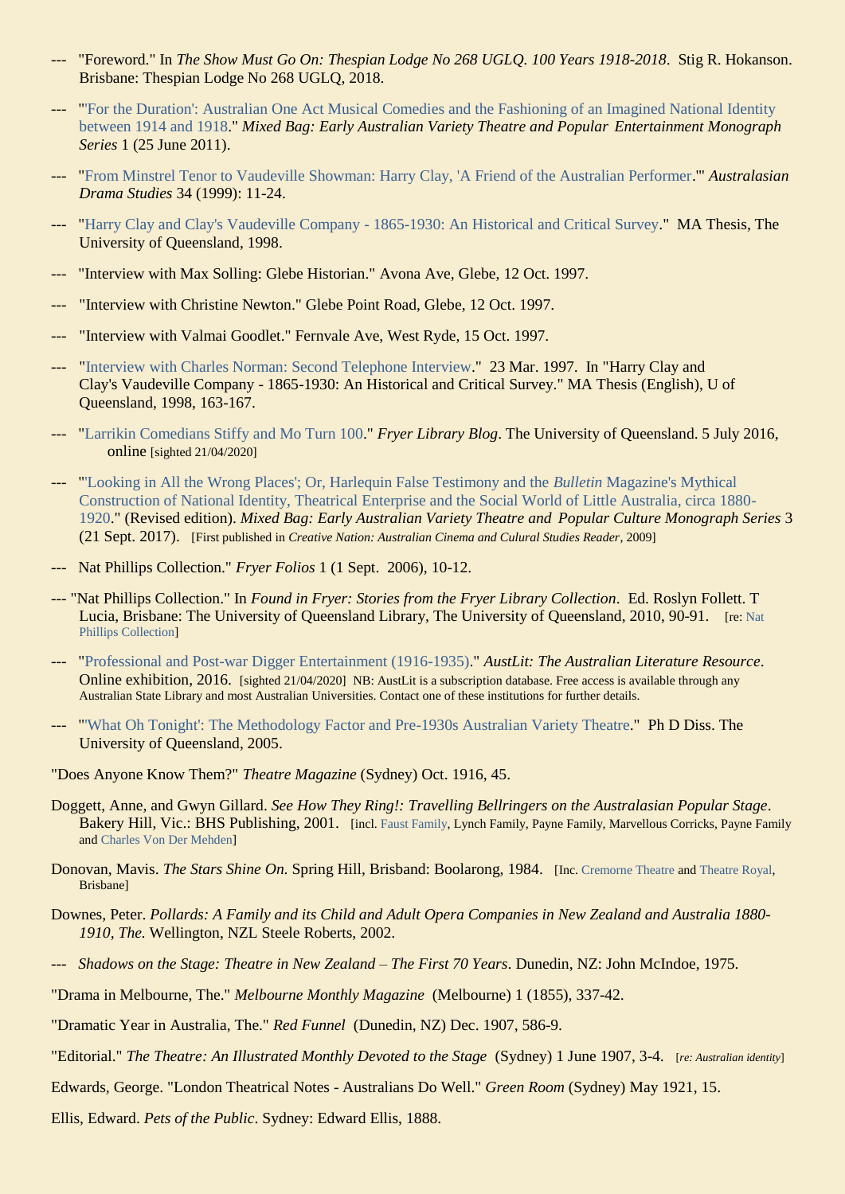--- "Foreword." In *The Show Must Go On: Thespian Lodge No 268 UGLQ. 100 Years 1918-2018*. Stig R. Hokanson. Brisbane: Thespian Lodge No 268 UGLQ, 2018.

--- "'For the Duration': Australian One Act Musical Comedies and the Fashioning of an Imagined National Identity between 1914 and 1918." *Mixed Bag: Early Australian Variety Theatre and Popular Entertainment Monograph Series* 1 (25 June 2011).

--- "From Minstrel Tenor to Vaudeville Showman: Harry Clay, 'A Friend of the Australian Performer.'" *Australasian Drama Studies* 34 (1999): 11-24.

--- "Harry Clay and Clay's Vaudeville Company - 1865-1930: An Historical and Critical Survey." MA Thesis, The University of Queensland, 1998.

--- "Interview with Max Solling: Glebe Historian." Avona Ave, Glebe, 12 Oct. 1997.

--- "Interview with Christine Newton." Glebe Point Road, Glebe, 12 Oct. 1997.

--- "Interview with Valmai Goodlet." Fernvale Ave, West Ryde, 15 Oct. 1997.

--- "Interview with Charles Norman: Second Telephone Interview." 23 Mar. 1997. In "Harry Clay and Clay's Vaudeville Company - 1865-1930: An Historical and Critical Survey." MA Thesis (English), U of Queensland, 1998, 163-167.

--- "Larrikin Comedians Stiffy and Mo Turn 100." *Fryer Library Blog*. The University of Queensland. 5 July 2016, online [sighted 21/04/2020]

--- "'Looking in All the Wrong Places'; Or, Harlequin False Testimony and the *Bulletin* Magazine's Mythical Construction of National Identity, Theatrical Enterprise and the Social World of Little Australia, circa 1880-1920." (Revised edition). *Mixed Bag: Early Australian Variety Theatre and Popular Culture Monograph Series* 3 (21 Sept. 2017). [First published in *Creative Nation: Australian Cinema and Cultural Studies Reader*, 2009]

--- Nat Phillips Collection." *Fryer Folios* 1 (1 Sept. 2006), 10-12.

--- "Nat Phillips Collection." In *Found in Fryer: Stories from the Fryer Library Collection*. Ed. Roslyn Follett. T Lucia, Brisbane: The University of Queensland Library, The University of Queensland, 2010, 90-91. [re: Nat Phillips Collection]

--- "Professional and Post-war Digger Entertainment (1916-1935)." *AustLit: The Australian Literature Resource*. Online exhibition, 2016. [sighted 21/04/2020] NB: AustLit is a subscription database. Free access is available through any Australian State Library and most Australian Universities. Contact one of these institutions for further details.

--- "'What Oh Tonight': The Methodology Factor and Pre-1930s Australian Variety Theatre." Ph D Diss. The University of Queensland, 2005.

"Does Anyone Know Them?" *Theatre Magazine* (Sydney) Oct. 1916, 45.

Doggett, Anne, and Gwyn Gillard. *See How They Ring!: Travelling Bellringers on the Australasian Popular Stage*. Bakery Hill, Vic.: BHS Publishing, 2001. [incl. Faust Family, Lynch Family, Payne Family, Marvellous Corricks, Payne Family and Charles Von Der Mehden]

Donovan, Mavis. *The Stars Shine On*. Spring Hill, Brisband: Boolarong, 1984. [Inc. Cremorne Theatre and Theatre Royal, Brisbane]

Downes, Peter. *Pollards: A Family and its Child and Adult Opera Companies in New Zealand and Australia 1880-1910, The.* Wellington, NZL Steele Roberts, 2002.

--- *Shadows on the Stage: Theatre in New Zealand – The First 70 Years*. Dunedin, NZ: John McIndoe, 1975.

"Drama in Melbourne, The." *Melbourne Monthly Magazine* (Melbourne) 1 (1855), 337-42.

"Dramatic Year in Australia, The." *Red Funnel* (Dunedin, NZ) Dec. 1907, 586-9.

"Editorial." *The Theatre: An Illustrated Monthly Devoted to the Stage* (Sydney) 1 June 1907, 3-4. [*re: Australian identity*]

Edwards, George. "London Theatrical Notes - Australians Do Well." *Green Room* (Sydney) May 1921, 15.

Ellis, Edward. *Pets of the Public*. Sydney: Edward Ellis, 1888.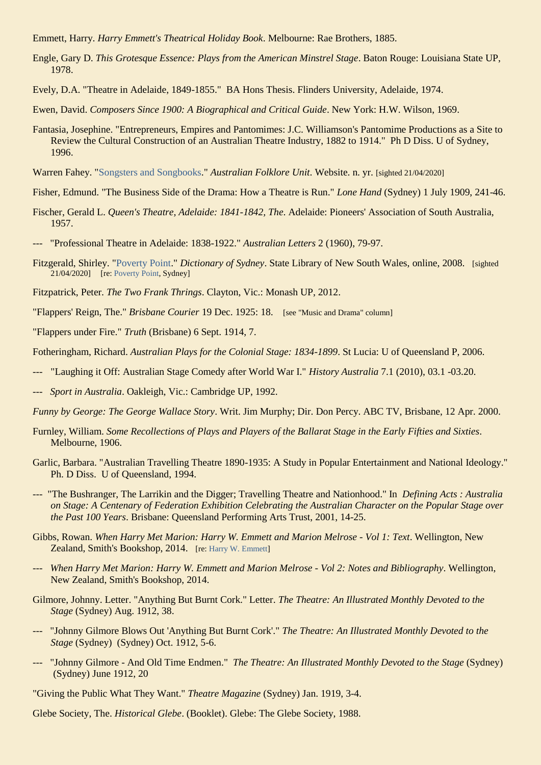Emmett, Harry. *Harry Emmett's Theatrical Holiday Book*. Melbourne: Rae Brothers, 1885.

Engle, Gary D. *This Grotesque Essence: Plays from the American Minstrel Stage*. Baton Rouge: Louisiana State UP, 1978.

Evely, D.A. "Theatre in Adelaide, 1849-1855." BA Hons Thesis. Flinders University, Adelaide, 1974.

Ewen, David. *Composers Since 1900: A Biographical and Critical Guide*. New York: H.W. Wilson, 1969.

Fantasia, Josephine. "Entrepreneurs, Empires and Pantomimes: J.C. Williamson's Pantomime Productions as a Site to Review the Cultural Construction of an Australian Theatre Industry, 1882 to 1914." Ph D Diss. U of Sydney, 1996.

Warren Fahey. "Songsters and Songbooks." *Australian Folklore Unit*. Website. n. yr. [sighted 21/04/2020]

Fisher, Edmund. "The Business Side of the Drama: How a Theatre is Run." *Lone Hand* (Sydney) 1 July 1909, 241-46.

Fischer, Gerald L. *Queen's Theatre, Adelaide: 1841-1842, The*. Adelaide: Pioneers' Association of South Australia, 1957.

--- "Professional Theatre in Adelaide: 1838-1922." *Australian Letters* 2 (1960), 79-97.

Fitzgerald, Shirley. "Poverty Point." *Dictionary of Sydney*. State Library of New South Wales, online, 2008. [sighted 21/04/2020] [re: Poverty Point, Sydney]

Fitzpatrick, Peter. *The Two Frank Thrings*. Clayton, Vic.: Monash UP, 2012.

"Flappers' Reign, The." *Brisbane Courier* 19 Dec. 1925: 18. [see "Music and Drama" column]

"Flappers under Fire." *Truth* (Brisbane) 6 Sept. 1914, 7.

Fotheringham, Richard. *Australian Plays for the Colonial Stage: 1834-1899*. St Lucia: U of Queensland P, 2006.

--- "Laughing it Off: Australian Stage Comedy after World War I." *History Australia* 7.1 (2010), 03.1 -03.20.

--- *Sport in Australia*. Oakleigh, Vic.: Cambridge UP, 1992.

*Funny by George: The George Wallace Story*. Writ. Jim Murphy; Dir. Don Percy. ABC TV, Brisbane, 12 Apr. 2000.

Furnley, William. *Some Recollections of Plays and Players of the Ballarat Stage in the Early Fifties and Sixties*. Melbourne, 1906.

Garlic, Barbara. "Australian Travelling Theatre 1890-1935: A Study in Popular Entertainment and National Ideology." Ph. D Diss. U of Queensland, 1994.

--- "The Bushranger, The Larrikin and the Digger; Travelling Theatre and Nationhood." In *Defining Acts : Australia on Stage: A Centenary of Federation Exhibition Celebrating the Australian Character on the Popular Stage over the Past 100 Years*. Brisbane: Queensland Performing Arts Trust, 2001, 14-25.

Gibbs, Rowan. *When Harry Met Marion: Harry W. Emmett and Marion Melrose - Vol 1: Text*. Wellington, New Zealand, Smith's Bookshop, 2014. [re: Harry W. Emmett]

--- *When Harry Met Marion: Harry W. Emmett and Marion Melrose - Vol 2: Notes and Bibliography*. Wellington, New Zealand, Smith's Bookshop, 2014.

Gilmore, Johnny. Letter. "Anything But Burnt Cork." Letter. *The Theatre: An Illustrated Monthly Devoted to the Stage* (Sydney) Aug. 1912, 38.

--- "Johnny Gilmore Blows Out 'Anything But Burnt Cork'." *The Theatre: An Illustrated Monthly Devoted to the Stage* (Sydney) (Sydney) Oct. 1912, 5-6.

--- "Johnny Gilmore - And Old Time Endmen." *The Theatre: An Illustrated Monthly Devoted to the Stage* (Sydney) (Sydney) June 1912, 20

"Giving the Public What They Want." *Theatre Magazine* (Sydney) Jan. 1919, 3-4.

Glebe Society, The. *Historical Glebe*. (Booklet). Glebe: The Glebe Society, 1988.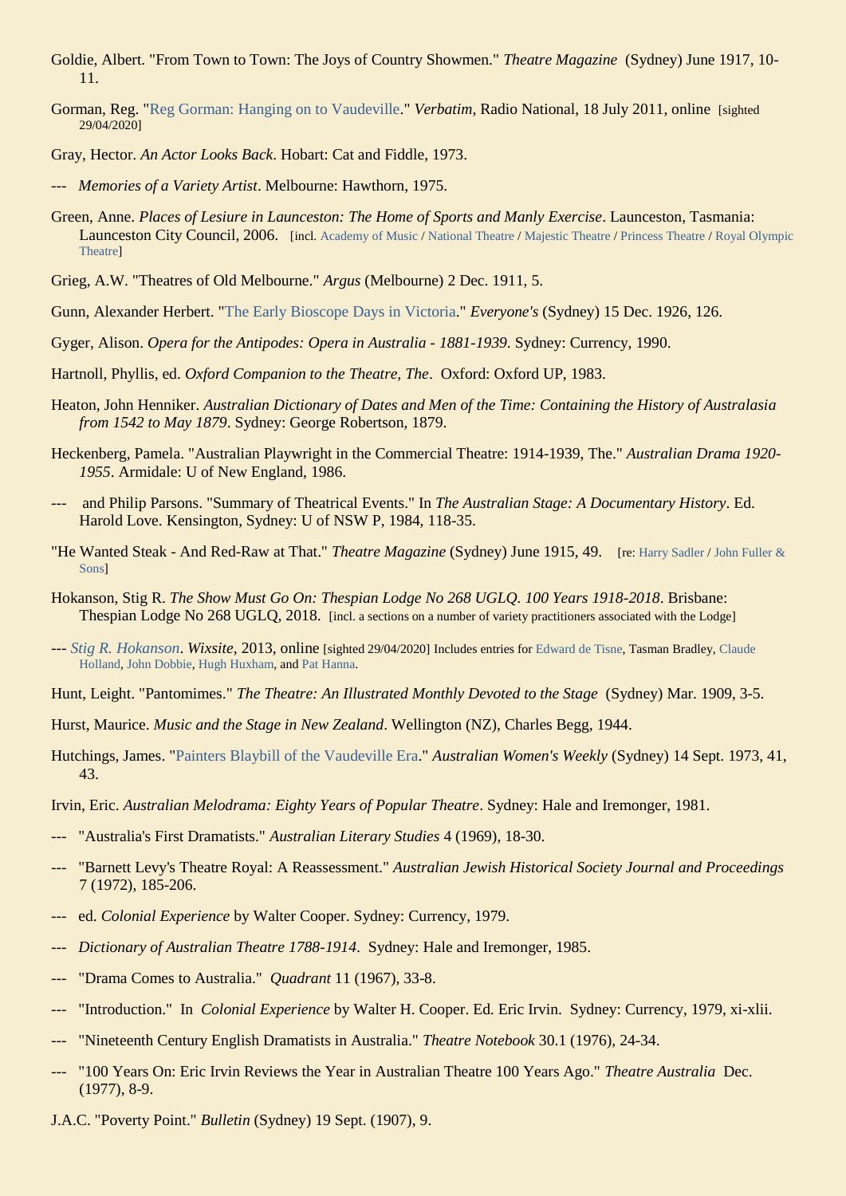Goldie, Albert. "From Town to Town: The Joys of Country Showmen." *Theatre Magazine* (Sydney) June 1917, 10-11.

Gorman, Reg. "Reg Gorman: Hanging on to Vaudeville." *Verbatim*, Radio National, 18 July 2011, online [sighted 29/04/2020]

Gray, Hector. *An Actor Looks Back*. Hobart: Cat and Fiddle, 1973.

--- *Memories of a Variety Artist*. Melbourne: Hawthorn, 1975.

Green, Anne. *Places of Lesiure in Launceston: The Home of Sports and Manly Exercise*. Launceston, Tasmania: Launceston City Council, 2006. [incl. Academy of Music / National Theatre / Majestic Theatre / Princess Theatre / Royal Olympic Theatre]

Grieg, A.W. "Theatres of Old Melbourne." *Argus* (Melbourne) 2 Dec. 1911, 5.

Gunn, Alexander Herbert. "The Early Bioscope Days in Victoria." *Everyone's* (Sydney) 15 Dec. 1926, 126.

Gyger, Alison. *Opera for the Antipodes: Opera in Australia - 1881-1939*. Sydney: Currency, 1990.

Hartnoll, Phyllis, ed. *Oxford Companion to the Theatre, The*. Oxford: Oxford UP, 1983.

Heaton, John Henniker. *Australian Dictionary of Dates and Men of the Time: Containing the History of Australasia from 1542 to May 1879*. Sydney: George Robertson, 1879.

Heckenberg, Pamela. "Australian Playwright in the Commercial Theatre: 1914-1939, The." *Australian Drama 1920-1955*. Armidale: U of New England, 1986.

--- and Philip Parsons. "Summary of Theatrical Events." In *The Australian Stage: A Documentary History*. Ed. Harold Love. Kensington, Sydney: U of NSW P, 1984, 118-35.

"He Wanted Steak - And Red-Raw at That." *Theatre Magazine* (Sydney) June 1915, 49. [re: Harry Sadler / John Fuller & Sons]

Hokanson, Stig R. *The Show Must Go On: Thespian Lodge No 268 UGLQ. 100 Years 1918-2018*. Brisbane: Thespian Lodge No 268 UGLQ, 2018. [incl. a sections on a number of variety practitioners associated with the Lodge]

--- *Stig R. Hokanson*. *Wixsite*, 2013, online [sighted 29/04/2020] Includes entries for Edward de Tisne, Tasman Bradley, Claude Holland, John Dobbie, Hugh Huxham, and Pat Hanna.

Hunt, Leight. "Pantomimes." *The Theatre: An Illustrated Monthly Devoted to the Stage* (Sydney) Mar. 1909, 3-5.

Hurst, Maurice. *Music and the Stage in New Zealand*. Wellington (NZ), Charles Begg, 1944.

Hutchings, James. "Painters Blaybill of the Vaudeville Era." *Australian Women's Weekly* (Sydney) 14 Sept. 1973, 41, 43.

Irvin, Eric. *Australian Melodrama: Eighty Years of Popular Theatre*. Sydney: Hale and Iremonger, 1981.

--- "Australia's First Dramatists." *Australian Literary Studies* 4 (1969), 18-30.

--- "Barnett Levy's Theatre Royal: A Reassessment." *Australian Jewish Historical Society Journal and Proceedings* 7 (1972), 185-206.

--- ed. *Colonial Experience* by Walter Cooper. Sydney: Currency, 1979.

--- *Dictionary of Australian Theatre 1788-1914*. Sydney: Hale and Iremonger, 1985.

--- "Drama Comes to Australia." *Quadrant* 11 (1967), 33-8.

--- "Introduction." In *Colonial Experience* by Walter H. Cooper. Ed. Eric Irvin. Sydney: Currency, 1979, xi-xlii.

--- "Nineteenth Century English Dramatists in Australia." *Theatre Notebook* 30.1 (1976), 24-34.

--- "100 Years On: Eric Irvin Reviews the Year in Australian Theatre 100 Years Ago." *Theatre Australia* Dec. (1977), 8-9.

J.A.C. "Poverty Point." *Bulletin* (Sydney) 19 Sept. (1907), 9.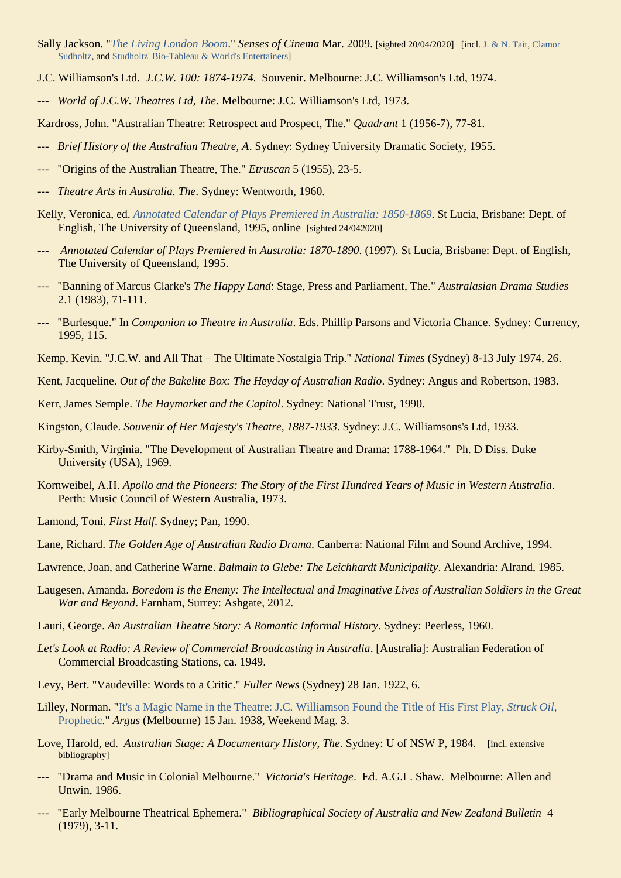Sally Jackson. "*The Living London Boom*." *Senses of Cinema* Mar. 2009. [sighted 20/04/2020] [incl. J. & N. Tait, Clamor Sudholtz, and Studholtz' Bio-Tableau & World's Entertainers]

J.C. Williamson's Ltd. *J.C.W. 100: 1874-1974*. Souvenir. Melbourne: J.C. Williamson's Ltd, 1974.

--- *World of J.C.W. Theatres Ltd, The*. Melbourne: J.C. Williamson's Ltd, 1973.

Kardross, John. "Australian Theatre: Retrospect and Prospect, The." *Quadrant* 1 (1956-7), 77-81.

--- *Brief History of the Australian Theatre, A*. Sydney: Sydney University Dramatic Society, 1955.

--- "Origins of the Australian Theatre, The." *Etruscan* 5 (1955), 23-5.

--- *Theatre Arts in Australia. The*. Sydney: Wentworth, 1960.

Kelly, Veronica, ed. *Annotated Calendar of Plays Premiered in Australia: 1850-1869*. St Lucia, Brisbane: Dept. of English, The University of Queensland, 1995, online [sighted 24/042020]

--- *Annotated Calendar of Plays Premiered in Australia: 1870-1890*. (1997). St Lucia, Brisbane: Dept. of English, The University of Queensland, 1995.

--- "Banning of Marcus Clarke's *The Happy Land*: Stage, Press and Parliament, The." *Australasian Drama Studies* 2.1 (1983), 71-111.

--- "Burlesque." In *Companion to Theatre in Australia*. Eds. Phillip Parsons and Victoria Chance. Sydney: Currency, 1995, 115.

Kemp, Kevin. "J.C.W. and All That – The Ultimate Nostalgia Trip." *National Times* (Sydney) 8-13 July 1974, 26.

Kent, Jacqueline. *Out of the Bakelite Box: The Heyday of Australian Radio*. Sydney: Angus and Robertson, 1983.

Kerr, James Semple. *The Haymarket and the Capitol*. Sydney: National Trust, 1990.

Kingston, Claude. *Souvenir of Her Majesty's Theatre, 1887-1933*. Sydney: J.C. Williamsons's Ltd, 1933.

Kirby-Smith, Virginia. "The Development of Australian Theatre and Drama: 1788-1964." Ph. D Diss. Duke University (USA), 1969.

Kornweibel, A.H. *Apollo and the Pioneers: The Story of the First Hundred Years of Music in Western Australia*. Perth: Music Council of Western Australia, 1973.

Lamond, Toni. *First Half*. Sydney; Pan, 1990.

Lane, Richard. *The Golden Age of Australian Radio Drama*. Canberra: National Film and Sound Archive, 1994.

Lawrence, Joan, and Catherine Warne. *Balmain to Glebe: The Leichhardt Municipality*. Alexandria: Alrand, 1985.

Laugesen, Amanda. *Boredom is the Enemy: The Intellectual and Imaginative Lives of Australian Soldiers in the Great War and Beyond*. Farnham, Surrey: Ashgate, 2012.

Lauri, George. *An Australian Theatre Story: A Romantic Informal History*. Sydney: Peerless, 1960.

*Let's Look at Radio: A Review of Commercial Broadcasting in Australia*. [Australia]: Australian Federation of Commercial Broadcasting Stations, ca. 1949.

Levy, Bert. "Vaudeville: Words to a Critic." *Fuller News* (Sydney) 28 Jan. 1922, 6.

Lilley, Norman. "It's a Magic Name in the Theatre: J.C. Williamson Found the Title of His First Play, *Struck Oil*, Prophetic." *Argus* (Melbourne) 15 Jan. 1938, Weekend Mag. 3.

Love, Harold, ed. *Australian Stage: A Documentary History, The*. Sydney: U of NSW P, 1984. [incl. extensive bibliography]

--- "Drama and Music in Colonial Melbourne." *Victoria's Heritage*. Ed. A.G.L. Shaw. Melbourne: Allen and Unwin, 1986.

--- "Early Melbourne Theatrical Ephemera." *Bibliographical Society of Australia and New Zealand Bulletin* 4 (1979), 3-11.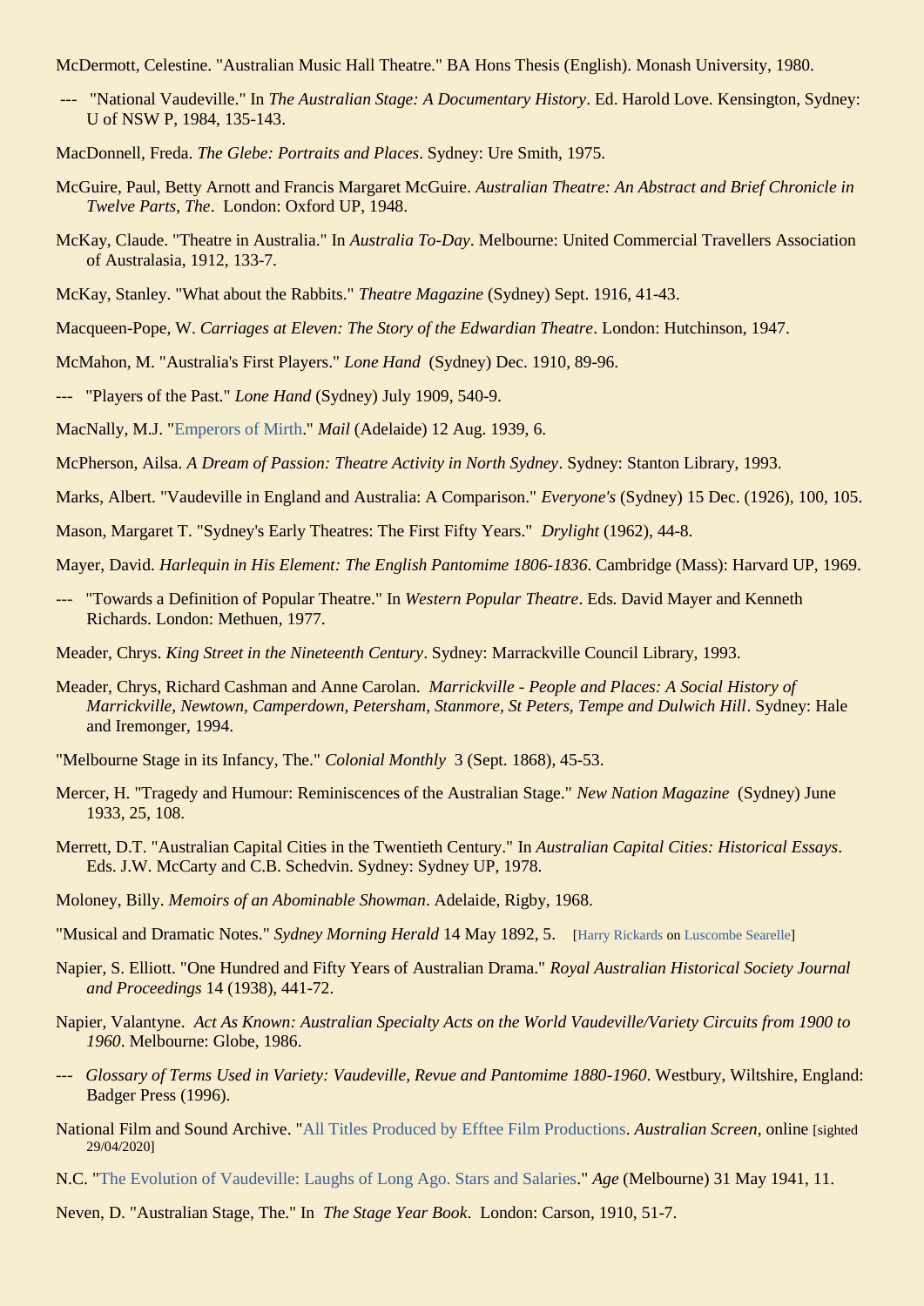McDermott, Celestine. "Australian Music Hall Theatre." BA Hons Thesis (English). Monash University, 1980.

--- "National Vaudeville." In *The Australian Stage: A Documentary History*. Ed. Harold Love. Kensington, Sydney: U of NSW P, 1984, 135-143.

MacDonnell, Freda. *The Glebe: Portraits and Places*. Sydney: Ure Smith, 1975.

McGuire, Paul, Betty Arnott and Francis Margaret McGuire. *Australian Theatre: An Abstract and Brief Chronicle in Twelve Parts, The*. London: Oxford UP, 1948.

McKay, Claude. "Theatre in Australia." In *Australia To-Day*. Melbourne: United Commercial Travellers Association of Australasia, 1912, 133-7.

McKay, Stanley. "What about the Rabbits." *Theatre Magazine* (Sydney) Sept. 1916, 41-43.

Macqueen-Pope, W. *Carriages at Eleven: The Story of the Edwardian Theatre*. London: Hutchinson, 1947.

McMahon, M. "Australia's First Players." *Lone Hand* (Sydney) Dec. 1910, 89-96.

--- "Players of the Past." *Lone Hand* (Sydney) July 1909, 540-9.

MacNally, M.J. "Emperors of Mirth." *Mail* (Adelaide) 12 Aug. 1939, 6.

McPherson, Ailsa. *A Dream of Passion: Theatre Activity in North Sydney*. Sydney: Stanton Library, 1993.

Marks, Albert. "Vaudeville in England and Australia: A Comparison." *Everyone's* (Sydney) 15 Dec. (1926), 100, 105.

Mason, Margaret T. "Sydney's Early Theatres: The First Fifty Years." *Drylight* (1962), 44-8.

Mayer, David. *Harlequin in His Element: The English Pantomime 1806-1836*. Cambridge (Mass): Harvard UP, 1969.

--- "Towards a Definition of Popular Theatre." In *Western Popular Theatre*. Eds. David Mayer and Kenneth Richards. London: Methuen, 1977.

Meader, Chrys. *King Street in the Nineteenth Century*. Sydney: Marrackville Council Library, 1993.

Meader, Chrys, Richard Cashman and Anne Carolan. *Marrickville - People and Places: A Social History of Marrickville, Newtown, Camperdown, Petersham, Stanmore, St Peters, Tempe and Dulwich Hill*. Sydney: Hale and Iremonger, 1994.

"Melbourne Stage in its Infancy, The." *Colonial Monthly* 3 (Sept. 1868), 45-53.

Mercer, H. "Tragedy and Humour: Reminiscences of the Australian Stage." *New Nation Magazine* (Sydney) June 1933, 25, 108.

Merrett, D.T. "Australian Capital Cities in the Twentieth Century." In *Australian Capital Cities: Historical Essays*. Eds. J.W. McCarty and C.B. Schedvin. Sydney: Sydney UP, 1978.

Moloney, Billy. *Memoirs of an Abominable Showman*. Adelaide, Rigby, 1968.

"Musical and Dramatic Notes." *Sydney Morning Herald* 14 May 1892, 5. [Harry Rickards on Luscombe Searelle]

Napier, S. Elliott. "One Hundred and Fifty Years of Australian Drama." *Royal Australian Historical Society Journal and Proceedings* 14 (1938), 441-72.

Napier, Valantyne. *Act As Known: Australian Specialty Acts on the World Vaudeville/Variety Circuits from 1900 to 1960*. Melbourne: Globe, 1986.

--- *Glossary of Terms Used in Variety: Vaudeville, Revue and Pantomime 1880-1960*. Westbury, Wiltshire, England: Badger Press (1996).

National Film and Sound Archive. "All Titles Produced by Efftee Film Productions. *Australian Screen*, online [sighted 29/04/2020]

N.C. "The Evolution of Vaudeville: Laughs of Long Ago. Stars and Salaries." *Age* (Melbourne) 31 May 1941, 11.

Neven, D. "Australian Stage, The." In *The Stage Year Book*. London: Carson, 1910, 51-7.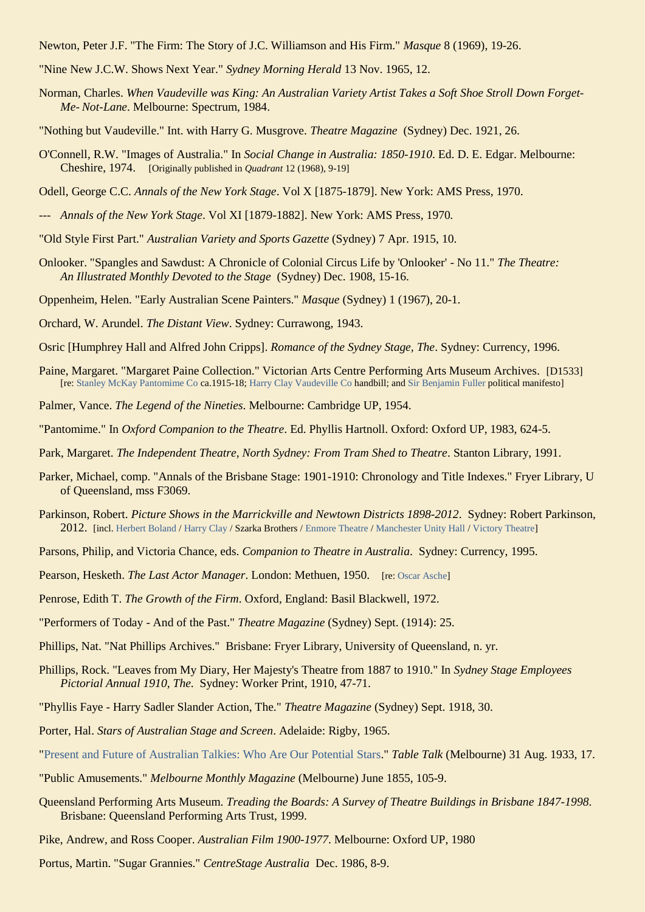Newton, Peter J.F. "The Firm: The Story of J.C. Williamson and His Firm." *Masque* 8 (1969), 19-26.

"Nine New J.C.W. Shows Next Year." *Sydney Morning Herald* 13 Nov. 1965, 12.

Norman, Charles. *When Vaudeville was King: An Australian Variety Artist Takes a Soft Shoe Stroll Down Forget-Me- Not-Lane*. Melbourne: Spectrum, 1984.

"Nothing but Vaudeville." Int. with Harry G. Musgrove. *Theatre Magazine* (Sydney) Dec. 1921, 26.

O'Connell, R.W. "Images of Australia." In *Social Change in Australia: 1850-1910*. Ed. D. E. Edgar. Melbourne: Cheshire, 1974. [Originally published in *Quadrant* 12 (1968), 9-19]

Odell, George C.C. *Annals of the New York Stage*. Vol X [1875-1879]. New York: AMS Press, 1970.

--- *Annals of the New York Stage*. Vol XI [1879-1882]. New York: AMS Press, 1970.

"Old Style First Part." *Australian Variety and Sports Gazette* (Sydney) 7 Apr. 1915, 10.

Onlooker. "Spangles and Sawdust: A Chronicle of Colonial Circus Life by 'Onlooker' - No 11." *The Theatre: An Illustrated Monthly Devoted to the Stage* (Sydney) Dec. 1908, 15-16.

Oppenheim, Helen. "Early Australian Scene Painters." *Masque* (Sydney) 1 (1967), 20-1.

Orchard, W. Arundel. *The Distant View*. Sydney: Currawong, 1943.

Osric [Humphrey Hall and Alfred John Cripps]. *Romance of the Sydney Stage, The*. Sydney: Currency, 1996.

Paine, Margaret. "Margaret Paine Collection." Victorian Arts Centre Performing Arts Museum Archives. [D1533] [re: Stanley McKay Pantomime Co ca.1915-18; Harry Clay Vaudeville Co handbill; and Sir Benjamin Fuller political manifesto]

Palmer, Vance. *The Legend of the Nineties*. Melbourne: Cambridge UP, 1954.

"Pantomime." In *Oxford Companion to the Theatre*. Ed. Phyllis Hartnoll. Oxford: Oxford UP, 1983, 624-5.

Park, Margaret. *The Independent Theatre, North Sydney: From Tram Shed to Theatre*. Stanton Library, 1991.

Parker, Michael, comp. "Annals of the Brisbane Stage: 1901-1910: Chronology and Title Indexes." Fryer Library, U of Queensland, mss F3069.

Parkinson, Robert. *Picture Shows in the Marrickville and Newtown Districts 1898-2012*. Sydney: Robert Parkinson, 2012. [incl. Herbert Boland / Harry Clay / Szarka Brothers / Enmore Theatre / Manchester Unity Hall / Victory Theatre]

Parsons, Philip, and Victoria Chance, eds. *Companion to Theatre in Australia*. Sydney: Currency, 1995.

Pearson, Hesketh. *The Last Actor Manager*. London: Methuen, 1950. [re: Oscar Asche]

Penrose, Edith T. *The Growth of the Firm*. Oxford, England: Basil Blackwell, 1972.

"Performers of Today - And of the Past." *Theatre Magazine* (Sydney) Sept. (1914): 25.

Phillips, Nat. "Nat Phillips Archives." Brisbane: Fryer Library, University of Queensland, n. yr.

Phillips, Rock. "Leaves from My Diary, Her Majesty's Theatre from 1887 to 1910." In *Sydney Stage Employees Pictorial Annual 1910, The*. Sydney: Worker Print, 1910, 47-71.

"Phyllis Faye - Harry Sadler Slander Action, The." *Theatre Magazine* (Sydney) Sept. 1918, 30.

Porter, Hal. *Stars of Australian Stage and Screen*. Adelaide: Rigby, 1965.

"Present and Future of Australian Talkies: Who Are Our Potential Stars." *Table Talk* (Melbourne) 31 Aug. 1933, 17.

"Public Amusements." *Melbourne Monthly Magazine* (Melbourne) June 1855, 105-9.

Queensland Performing Arts Museum. *Treading the Boards: A Survey of Theatre Buildings in Brisbane 1847-1998*. Brisbane: Queensland Performing Arts Trust, 1999.

Pike, Andrew, and Ross Cooper. *Australian Film 1900-1977*. Melbourne: Oxford UP, 1980

Portus, Martin. "Sugar Grannies." *CentreStage Australia* Dec. 1986, 8-9.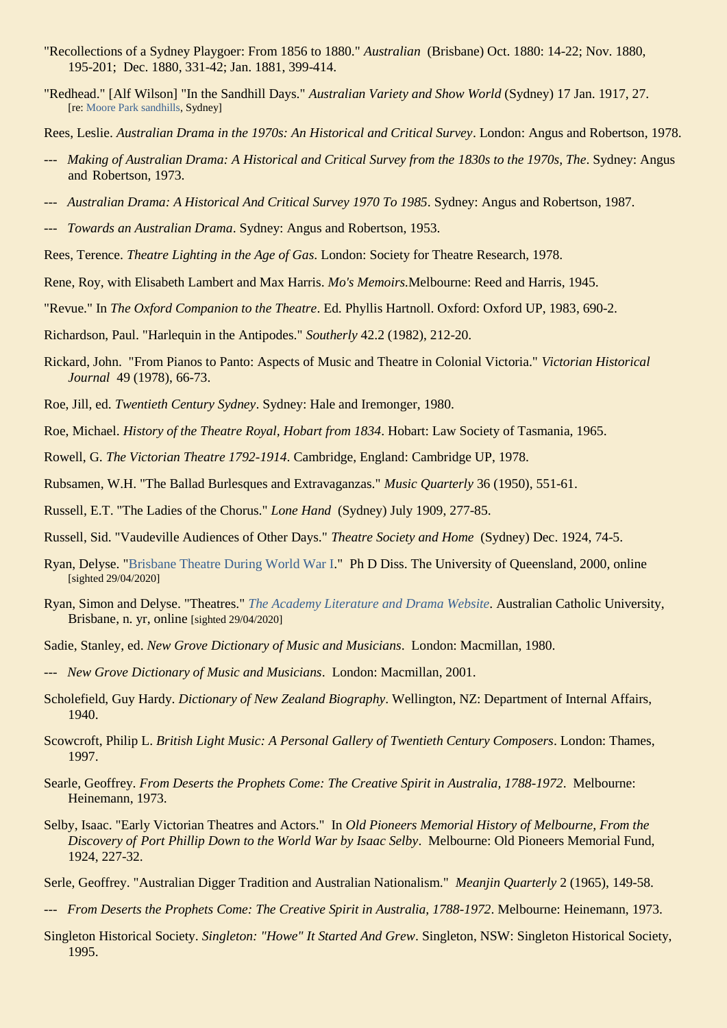"Recollections of a Sydney Playgoer: From 1856 to 1880." *Australian* (Brisbane) Oct. 1880: 14-22; Nov. 1880, 195-201; Dec. 1880, 331-42; Jan. 1881, 399-414.

"Redhead." [Alf Wilson] "In the Sandhill Days." *Australian Variety and Show World* (Sydney) 17 Jan. 1917, 27. [re: Moore Park sandhills, Sydney]

Rees, Leslie. *Australian Drama in the 1970s: An Historical and Critical Survey*. London: Angus and Robertson, 1978.

--- *Making of Australian Drama: A Historical and Critical Survey from the 1830s to the 1970s, The*. Sydney: Angus and Robertson, 1973.

--- *Australian Drama: A Historical And Critical Survey 1970 To 1985*. Sydney: Angus and Robertson, 1987.

--- *Towards an Australian Drama*. Sydney: Angus and Robertson, 1953.

Rees, Terence. *Theatre Lighting in the Age of Gas*. London: Society for Theatre Research, 1978.

Rene, Roy, with Elisabeth Lambert and Max Harris. *Mo's Memoirs.*Melbourne: Reed and Harris, 1945.

"Revue." In *The Oxford Companion to the Theatre*. Ed. Phyllis Hartnoll. Oxford: Oxford UP, 1983, 690-2.

Richardson, Paul. "Harlequin in the Antipodes." *Southerly* 42.2 (1982), 212-20.

Rickard, John. "From Pianos to Panto: Aspects of Music and Theatre in Colonial Victoria." *Victorian Historical Journal* 49 (1978), 66-73.

Roe, Jill, ed. *Twentieth Century Sydney*. Sydney: Hale and Iremonger, 1980.

Roe, Michael. *History of the Theatre Royal, Hobart from 1834*. Hobart: Law Society of Tasmania, 1965.

Rowell, G. *The Victorian Theatre 1792-1914*. Cambridge, England: Cambridge UP, 1978.

Rubsamen, W.H. "The Ballad Burlesques and Extravaganzas." *Music Quarterly* 36 (1950), 551-61.

Russell, E.T. "The Ladies of the Chorus." *Lone Hand* (Sydney) July 1909, 277-85.

Russell, Sid. "Vaudeville Audiences of Other Days." *Theatre Society and Home* (Sydney) Dec. 1924, 74-5.

Ryan, Delyse. "Brisbane Theatre During World War I." Ph D Diss. The University of Queensland, 2000, online [sighted 29/04/2020]

Ryan, Simon and Delyse. "Theatres." *The Academy Literature and Drama Website*. Australian Catholic University, Brisbane, n. yr, online [sighted 29/04/2020]

Sadie, Stanley, ed. *New Grove Dictionary of Music and Musicians*. London: Macmillan, 1980.

--- *New Grove Dictionary of Music and Musicians*. London: Macmillan, 2001.

Scholefield, Guy Hardy. *Dictionary of New Zealand Biography*. Wellington, NZ: Department of Internal Affairs, 1940.

Scowcroft, Philip L. *British Light Music: A Personal Gallery of Twentieth Century Composers*. London: Thames, 1997.

Searle, Geoffrey. *From Deserts the Prophets Come: The Creative Spirit in Australia, 1788-1972*. Melbourne: Heinemann, 1973.

Selby, Isaac. "Early Victorian Theatres and Actors." In *Old Pioneers Memorial History of Melbourne, From the Discovery of Port Phillip Down to the World War by Isaac Selby*. Melbourne: Old Pioneers Memorial Fund, 1924, 227-32.

Serle, Geoffrey. "Australian Digger Tradition and Australian Nationalism." *Meanjin Quarterly* 2 (1965), 149-58.

--- *From Deserts the Prophets Come: The Creative Spirit in Australia, 1788-1972*. Melbourne: Heinemann, 1973.

Singleton Historical Society. *Singleton: "Howe" It Started And Grew*. Singleton, NSW: Singleton Historical Society, 1995.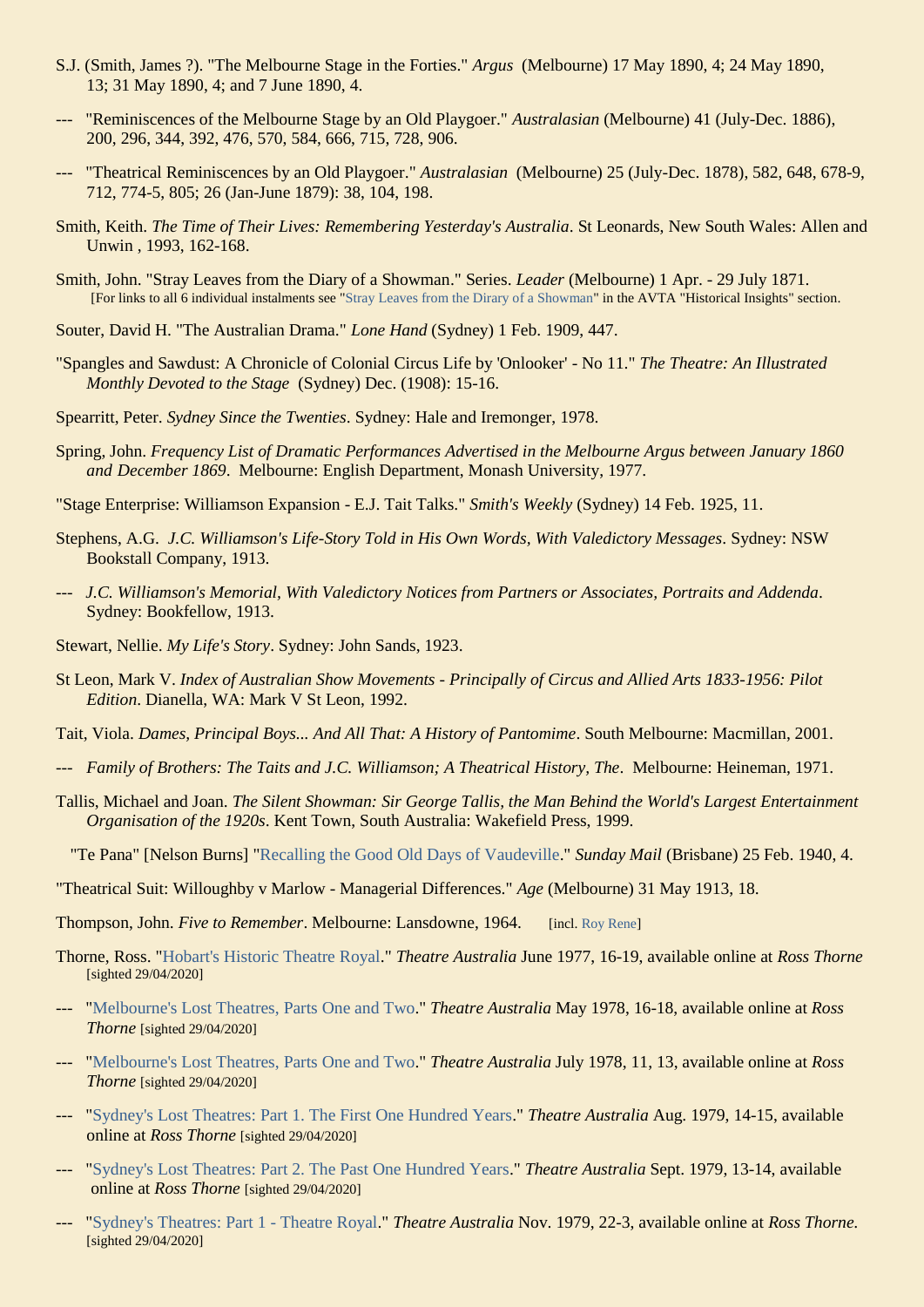S.J. (Smith, James ?). "The Melbourne Stage in the Forties." *Argus* (Melbourne) 17 May 1890, 4; 24 May 1890, 13; 31 May 1890, 4; and 7 June 1890, 4.

--- "Reminiscences of the Melbourne Stage by an Old Playgoer." *Australasian* (Melbourne) 41 (July-Dec. 1886), 200, 296, 344, 392, 476, 570, 584, 666, 715, 728, 906.

--- "Theatrical Reminiscences by an Old Playgoer." *Australasian* (Melbourne) 25 (July-Dec. 1878), 582, 648, 678-9, 712, 774-5, 805; 26 (Jan-June 1879): 38, 104, 198.

Smith, Keith. *The Time of Their Lives: Remembering Yesterday's Australia*. St Leonards, New South Wales: Allen and Unwin , 1993, 162-168.

Smith, John. "Stray Leaves from the Diary of a Showman." Series. *Leader* (Melbourne) 1 Apr. - 29 July 1871. [For links to all 6 individual instalments see "Stray Leaves from the Dirary of a Showman" in the AVTA "Historical Insights" section.

Souter, David H. "The Australian Drama." *Lone Hand* (Sydney) 1 Feb. 1909, 447.

"Spangles and Sawdust: A Chronicle of Colonial Circus Life by 'Onlooker' - No 11." *The Theatre: An Illustrated Monthly Devoted to the Stage* (Sydney) Dec. (1908): 15-16.

Spearritt, Peter. *Sydney Since the Twenties*. Sydney: Hale and Iremonger, 1978.

Spring, John. *Frequency List of Dramatic Performances Advertised in the Melbourne Argus between January 1860 and December 1869*. Melbourne: English Department, Monash University, 1977.

"Stage Enterprise: Williamson Expansion - E.J. Tait Talks." *Smith's Weekly* (Sydney) 14 Feb. 1925, 11.

Stephens, A.G. *J.C. Williamson's Life-Story Told in His Own Words, With Valedictory Messages*. Sydney: NSW Bookstall Company, 1913.

--- *J.C. Williamson's Memorial, With Valedictory Notices from Partners or Associates, Portraits and Addenda*. Sydney: Bookfellow, 1913.

Stewart, Nellie. *My Life's Story*. Sydney: John Sands, 1923.

St Leon, Mark V. *Index of Australian Show Movements - Principally of Circus and Allied Arts 1833-1956: Pilot Edition*. Dianella, WA: Mark V St Leon, 1992.

Tait, Viola. *Dames, Principal Boys... And All That: A History of Pantomime*. South Melbourne: Macmillan, 2001.

--- *Family of Brothers: The Taits and J.C. Williamson; A Theatrical History, The*. Melbourne: Heineman, 1971.

Tallis, Michael and Joan. *The Silent Showman: Sir George Tallis, the Man Behind the World's Largest Entertainment Organisation of the 1920s*. Kent Town, South Australia: Wakefield Press, 1999.

"Te Pana" [Nelson Burns] "Recalling the Good Old Days of Vaudeville." *Sunday Mail* (Brisbane) 25 Feb. 1940, 4.

"Theatrical Suit: Willoughby v Marlow - Managerial Differences." *Age* (Melbourne) 31 May 1913, 18.

Thompson, John. *Five to Remember*. Melbourne: Lansdowne, 1964. [incl. Roy Rene]

Thorne, Ross. "Hobart's Historic Theatre Royal." *Theatre Australia* June 1977, 16-19, available online at *Ross Thorne* [sighted 29/04/2020]

--- "Melbourne's Lost Theatres, Parts One and Two." *Theatre Australia* May 1978, 16-18, available online at *Ross Thorne* [sighted 29/04/2020]

--- "Melbourne's Lost Theatres, Parts One and Two." *Theatre Australia* July 1978, 11, 13, available online at *Ross Thorne* [sighted 29/04/2020]

--- "Sydney's Lost Theatres: Part 1. The First One Hundred Years." *Theatre Australia* Aug. 1979, 14-15, available online at *Ross Thorne* [sighted 29/04/2020]

--- "Sydney's Lost Theatres: Part 2. The Past One Hundred Years." *Theatre Australia* Sept. 1979, 13-14, available online at *Ross Thorne* [sighted 29/04/2020]

--- "Sydney's Theatres: Part 1 - Theatre Royal." *Theatre Australia* Nov. 1979, 22-3, available online at *Ross Thorne.* [sighted 29/04/2020]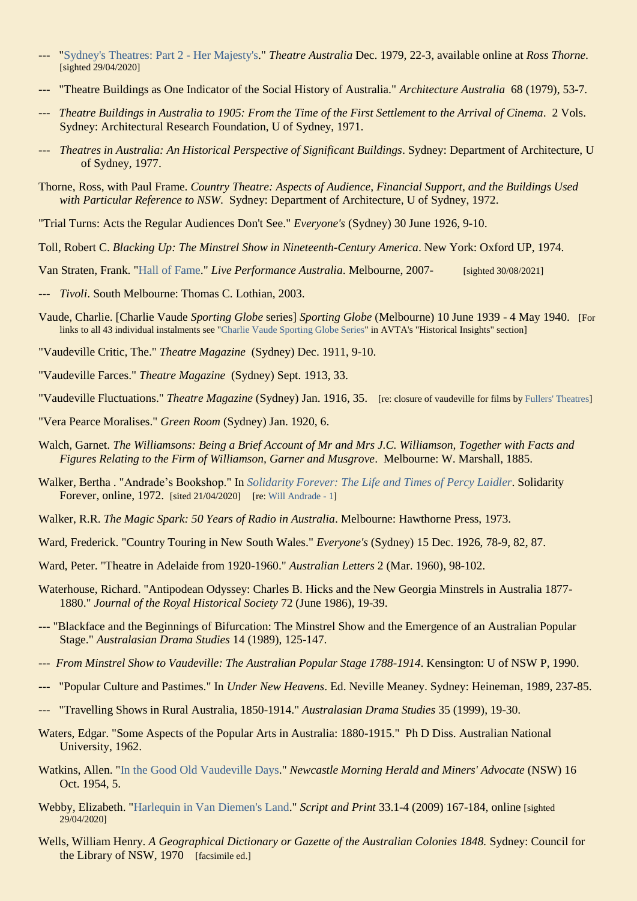--- "Sydney's Theatres: Part 2 - Her Majesty's." *Theatre Australia* Dec. 1979, 22-3, available online at *Ross Thorne.* [sighted 29/04/2020]

--- "Theatre Buildings as One Indicator of the Social History of Australia." *Architecture Australia* 68 (1979), 53-7.

--- *Theatre Buildings in Australia to 1905: From the Time of the First Settlement to the Arrival of Cinema*. 2 Vols. Sydney: Architectural Research Foundation, U of Sydney, 1971.

--- *Theatres in Australia: An Historical Perspective of Significant Buildings*. Sydney: Department of Architecture, U of Sydney, 1977.

Thorne, Ross, with Paul Frame. *Country Theatre: Aspects of Audience, Financial Support, and the Buildings Used with Particular Reference to NSW*. Sydney: Department of Architecture, U of Sydney, 1972.

"Trial Turns: Acts the Regular Audiences Don't See." *Everyone's* (Sydney) 30 June 1926, 9-10.

Toll, Robert C. *Blacking Up: The Minstrel Show in Nineteenth-Century America*. New York: Oxford UP, 1974.

Van Straten, Frank. "Hall of Fame." *Live Performance Australia*. Melbourne, 2007- [sighted 30/08/2021]

--- *Tivoli*. South Melbourne: Thomas C. Lothian, 2003.

Vaude, Charlie. [Charlie Vaude *Sporting Globe* series] *Sporting Globe* (Melbourne) 10 June 1939 - 4 May 1940. [For links to all 43 individual instalments see "Charlie Vaude Sporting Globe Series" in AVTA's "Historical Insights" section]

"Vaudeville Critic, The." *Theatre Magazine* (Sydney) Dec. 1911, 9-10.

"Vaudeville Farces." *Theatre Magazine* (Sydney) Sept. 1913, 33.

"Vaudeville Fluctuations." *Theatre Magazine* (Sydney) Jan. 1916, 35. [re: closure of vaudeville for films by Fullers' Theatres]

"Vera Pearce Moralises." *Green Room* (Sydney) Jan. 1920, 6.

Walch, Garnet. *The Williamsons: Being a Brief Account of Mr and Mrs J.C. Williamson, Together with Facts and Figures Relating to the Firm of Williamson, Garner and Musgrove*. Melbourne: W. Marshall, 1885.

Walker, Bertha . "Andrade's Bookshop." In *Solidarity Forever: The Life and Times of Percy Laidler*. Solidarity Forever, online, 1972. [sited 21/04/2020] [re: Will Andrade - 1]

Walker, R.R. *The Magic Spark: 50 Years of Radio in Australia*. Melbourne: Hawthorne Press, 1973.

Ward, Frederick. "Country Touring in New South Wales." *Everyone's* (Sydney) 15 Dec. 1926, 78-9, 82, 87.

Ward, Peter. "Theatre in Adelaide from 1920-1960." *Australian Letters* 2 (Mar. 1960), 98-102.

Waterhouse, Richard. "Antipodean Odyssey: Charles B. Hicks and the New Georgia Minstrels in Australia 1877-1880." *Journal of the Royal Historical Society* 72 (June 1986), 19-39.

--- "Blackface and the Beginnings of Bifurcation: The Minstrel Show and the Emergence of an Australian Popular Stage." *Australasian Drama Studies* 14 (1989), 125-147.

--- *From Minstrel Show to Vaudeville: The Australian Popular Stage 1788-1914*. Kensington: U of NSW P, 1990.

--- "Popular Culture and Pastimes." In *Under New Heavens*. Ed. Neville Meaney. Sydney: Heineman, 1989, 237-85.

--- "Travelling Shows in Rural Australia, 1850-1914." *Australasian Drama Studies* 35 (1999), 19-30.

Waters, Edgar. "Some Aspects of the Popular Arts in Australia: 1880-1915." Ph D Diss. Australian National University, 1962.

Watkins, Allen. "In the Good Old Vaudeville Days." *Newcastle Morning Herald and Miners' Advocate* (NSW) 16 Oct. 1954, 5.

Webby, Elizabeth. "Harlequin in Van Diemen's Land." *Script and Print* 33.1-4 (2009) 167-184, online [sighted 29/04/2020]

Wells, William Henry. *A Geographical Dictionary or Gazette of the Australian Colonies 1848.* Sydney: Council for the Library of NSW, 1970 [facsimile ed.]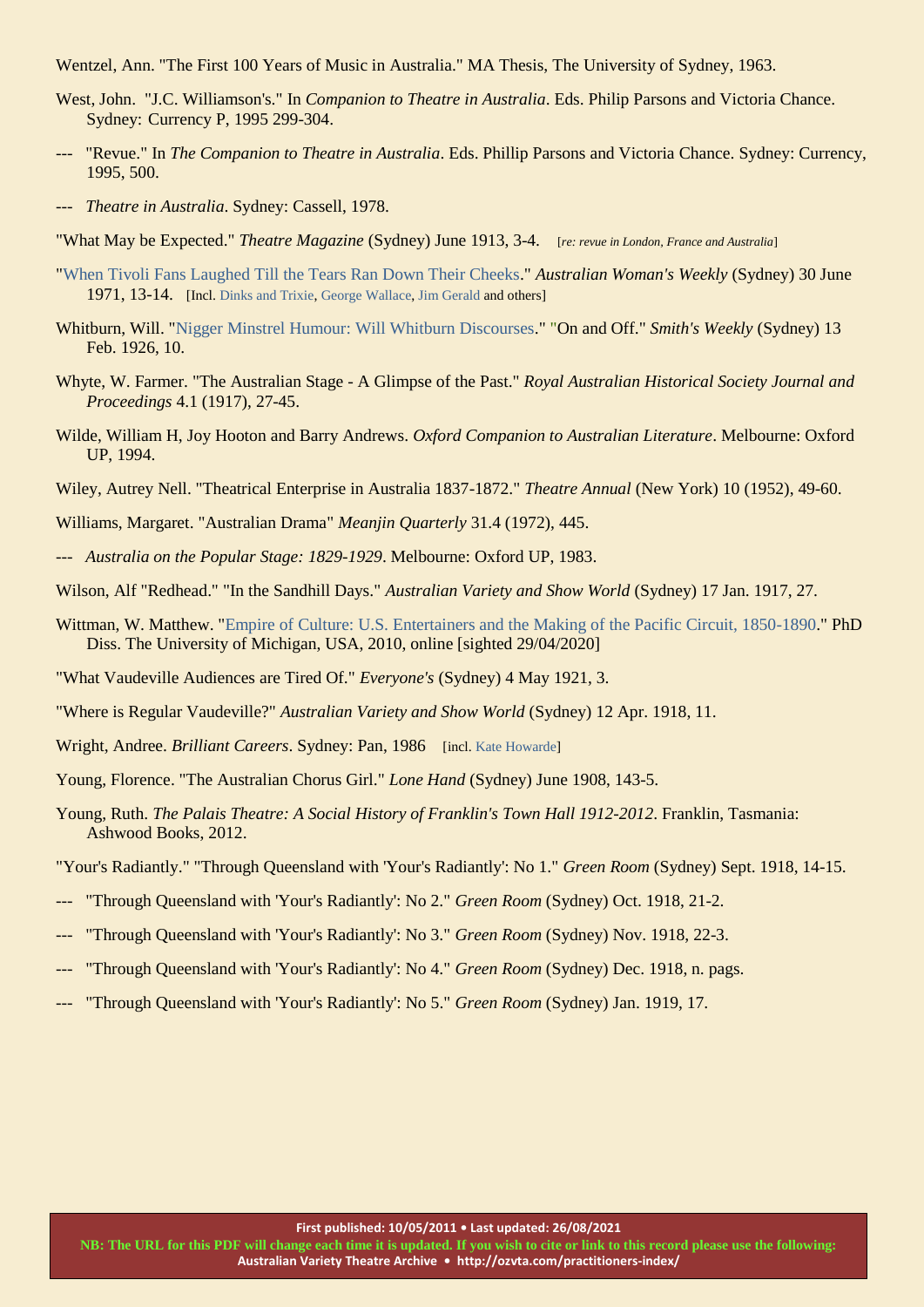Wentzel, Ann. "The First 100 Years of Music in Australia." MA Thesis, The University of Sydney, 1963.

West, John. "J.C. Williamson's." In *Companion to Theatre in Australia*. Eds. Philip Parsons and Victoria Chance. Sydney: Currency P, 1995 299-304.

--- "Revue." In *The Companion to Theatre in Australia*. Eds. Phillip Parsons and Victoria Chance. Sydney: Currency, 1995, 500.

--- *Theatre in Australia*. Sydney: Cassell, 1978.

"What May be Expected." *Theatre Magazine* (Sydney) June 1913, 3-4. [*re: revue in London, France and Australia*]

"When Tivoli Fans Laughed Till the Tears Ran Down Their Cheeks." *Australian Woman's Weekly* (Sydney) 30 June 1971, 13-14. [Incl. Dinks and Trixie, George Wallace, Jim Gerald and others]

Whitburn, Will. "Nigger Minstrel Humour: Will Whitburn Discourses." "On and Off." *Smith's Weekly* (Sydney) 13 Feb. 1926, 10.

Whyte, W. Farmer. "The Australian Stage - A Glimpse of the Past." *Royal Australian Historical Society Journal and Proceedings* 4.1 (1917), 27-45.

Wilde, William H, Joy Hooton and Barry Andrews. *Oxford Companion to Australian Literature*. Melbourne: Oxford UP, 1994.

Wiley, Autrey Nell. "Theatrical Enterprise in Australia 1837-1872." *Theatre Annual* (New York) 10 (1952), 49-60.

Williams, Margaret. "Australian Drama" *Meanjin Quarterly* 31.4 (1972), 445.

--- *Australia on the Popular Stage: 1829-1929*. Melbourne: Oxford UP, 1983.

Wilson, Alf "Redhead." "In the Sandhill Days." *Australian Variety and Show World* (Sydney) 17 Jan. 1917, 27.

Wittman, W. Matthew. "Empire of Culture: U.S. Entertainers and the Making of the Pacific Circuit, 1850-1890." PhD Diss. The University of Michigan, USA, 2010, online [sighted 29/04/2020]

"What Vaudeville Audiences are Tired Of." *Everyone's* (Sydney) 4 May 1921, 3.

"Where is Regular Vaudeville?" *Australian Variety and Show World* (Sydney) 12 Apr. 1918, 11.

Wright, Andree. *Brilliant Careers*. Sydney: Pan, 1986 [incl. Kate Howarde]

Young, Florence. "The Australian Chorus Girl." *Lone Hand* (Sydney) June 1908, 143-5.

Young, Ruth. *The Palais Theatre: A Social History of Franklin's Town Hall 1912-2012*. Franklin, Tasmania: Ashwood Books, 2012.

"Your's Radiantly." "Through Queensland with 'Your's Radiantly': No 1." *Green Room* (Sydney) Sept. 1918, 14-15.

--- "Through Queensland with 'Your's Radiantly': No 2." *Green Room* (Sydney) Oct. 1918, 21-2.

--- "Through Queensland with 'Your's Radiantly': No 3." *Green Room* (Sydney) Nov. 1918, 22-3.

--- "Through Queensland with 'Your's Radiantly': No 4." *Green Room* (Sydney) Dec. 1918, n. pags.

--- "Through Queensland with 'Your's Radiantly': No 5." *Green Room* (Sydney) Jan. 1919, 17.

**First published: 10/05/2011 • Last updated: 26/08/2021**
**NB: The URL for this PDF will change each time it is updated. If you wish to cite or link to this record please use the following:**
**Australian Variety Theatre Archive • http://ozvta.com/practitioners-index/**